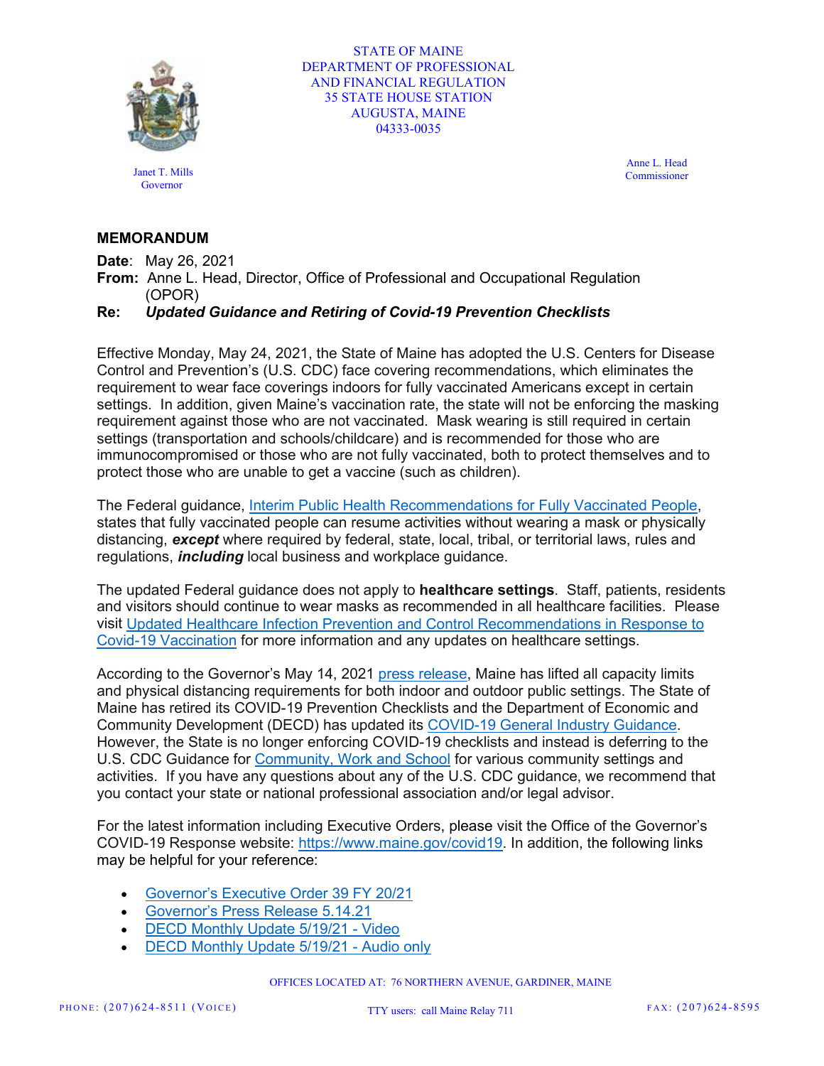STATE OF MAINE
DEPARTMENT OF PROFESSIONAL
AND FINANCIAL REGULATION
35 STATE HOUSE STATION
AUGUSTA, MAINE
04333-0035

Janet T. Mills
Governor

Anne L. Head
Commissioner

# MEMORANDUM

**Date**: May 26, 2021
**From:** Anne L. Head, Director, Office of Professional and Occupational Regulation (OPOR)
**Re:** ***Updated Guidance and Retiring of Covid-19 Prevention Checklists***

Effective Monday, May 24, 2021, the State of Maine has adopted the U.S. Centers for Disease Control and Prevention's (U.S. CDC) face covering recommendations, which eliminates the requirement to wear face coverings indoors for fully vaccinated Americans except in certain settings. In addition, given Maine's vaccination rate, the state will not be enforcing the masking requirement against those who are not vaccinated. Mask wearing is still required in certain settings (transportation and schools/childcare) and is recommended for those who are immunocompromised or those who are not fully vaccinated, both to protect themselves and to protect those who are unable to get a vaccine (such as children).

The Federal guidance, Interim Public Health Recommendations for Fully Vaccinated People, states that fully vaccinated people can resume activities without wearing a mask or physically distancing, ***except*** where required by federal, state, local, tribal, or territorial laws, rules and regulations, ***including*** local business and workplace guidance.

The updated Federal guidance does not apply to **healthcare settings**. Staff, patients, residents and visitors should continue to wear masks as recommended in all healthcare facilities. Please visit Updated Healthcare Infection Prevention and Control Recommendations in Response to Covid-19 Vaccination for more information and any updates on healthcare settings.

According to the Governor's May 14, 2021 press release, Maine has lifted all capacity limits and physical distancing requirements for both indoor and outdoor public settings. The State of Maine has retired its COVID-19 Prevention Checklists and the Department of Economic and Community Development (DECD) has updated its COVID-19 General Industry Guidance. However, the State is no longer enforcing COVID-19 checklists and instead is deferring to the U.S. CDC Guidance for Community, Work and School for various community settings and activities. If you have any questions about any of the U.S. CDC guidance, we recommend that you contact your state or national professional association and/or legal advisor.

For the latest information including Executive Orders, please visit the Office of the Governor's COVID-19 Response website: https://www.maine.gov/covid19. In addition, the following links may be helpful for your reference:

- Governor's Executive Order 39 FY 20/21
- Governor's Press Release 5.14.21
- DECD Monthly Update 5/19/21 - Video
- DECD Monthly Update 5/19/21 - Audio only

OFFICES LOCATED AT: 76 NORTHERN AVENUE, GARDINER, MAINE

PHONE: (207)624-8511 (VOICE) TTY users: call Maine Relay 711 FAX: (207)624-8595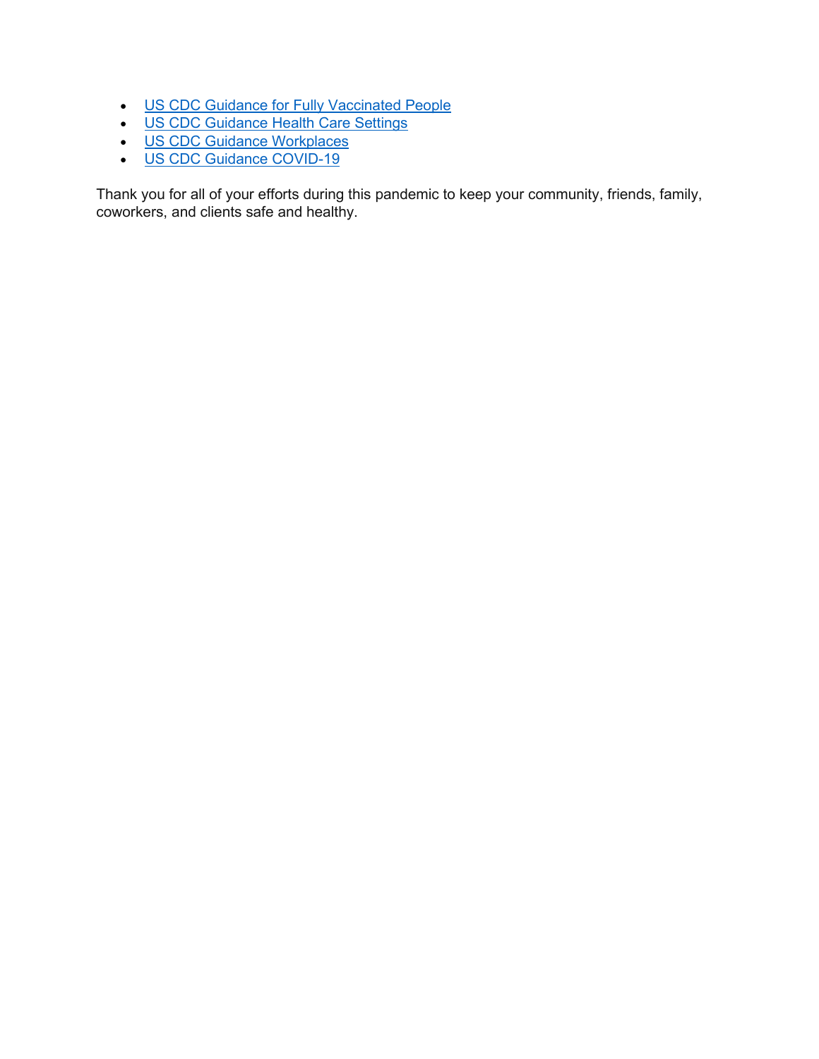- US CDC Guidance for Fully Vaccinated People
- US CDC Guidance Health Care Settings
- US CDC Guidance Workplaces
- US CDC Guidance COVID-19

Thank you for all of your efforts during this pandemic to keep your community, friends, family, coworkers, and clients safe and healthy.